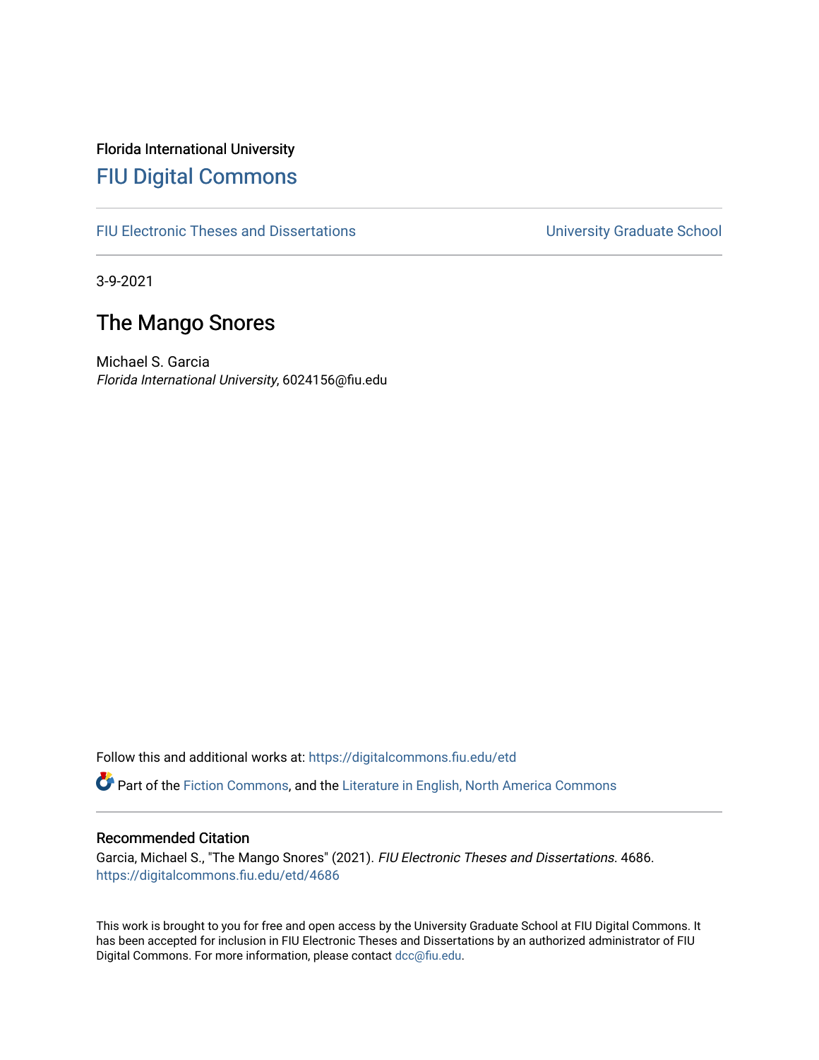Florida International University

# FIU Digital Commons

FIU Electronic Theses and Dissertations | University Graduate School

3-9-2021

## The Mango Snores

Michael S. Garcia
*Florida International University*, 6024156@fiu.edu

Follow this and additional works at: https://digitalcommons.fiu.edu/etd

Part of the Fiction Commons, and the Literature in English, North America Commons

### Recommended Citation

Garcia, Michael S., "The Mango Snores" (2021). *FIU Electronic Theses and Dissertations*. 4686.
https://digitalcommons.fiu.edu/etd/4686

This work is brought to you for free and open access by the University Graduate School at FIU Digital Commons. It has been accepted for inclusion in FIU Electronic Theses and Dissertations by an authorized administrator of FIU Digital Commons. For more information, please contact dcc@fiu.edu.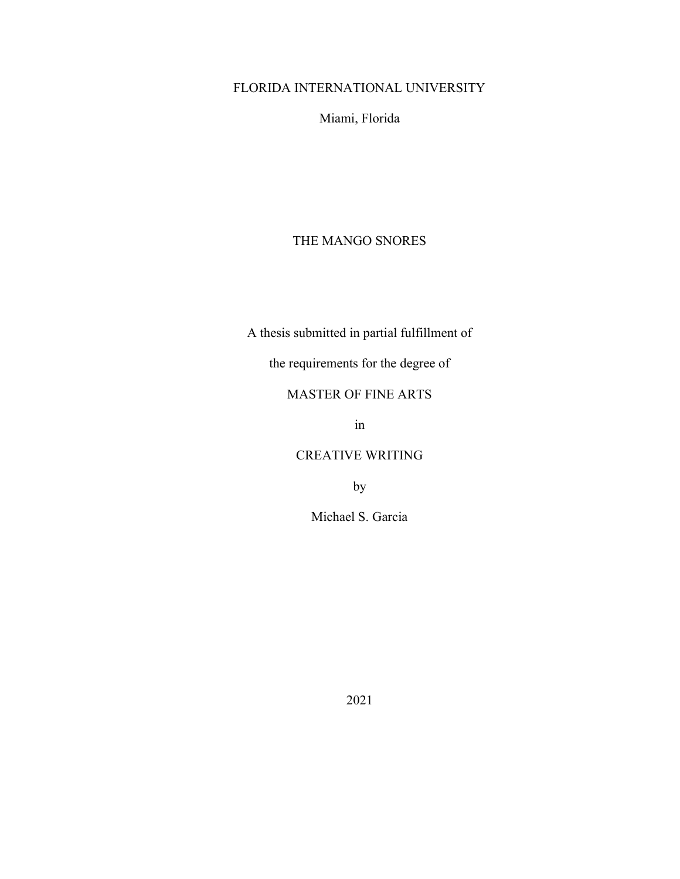FLORIDA INTERNATIONAL UNIVERSITY

Miami, Florida

# THE MANGO SNORES

A thesis submitted in partial fulfillment of

the requirements for the degree of

MASTER OF FINE ARTS

in

CREATIVE WRITING

by

Michael S. Garcia

2021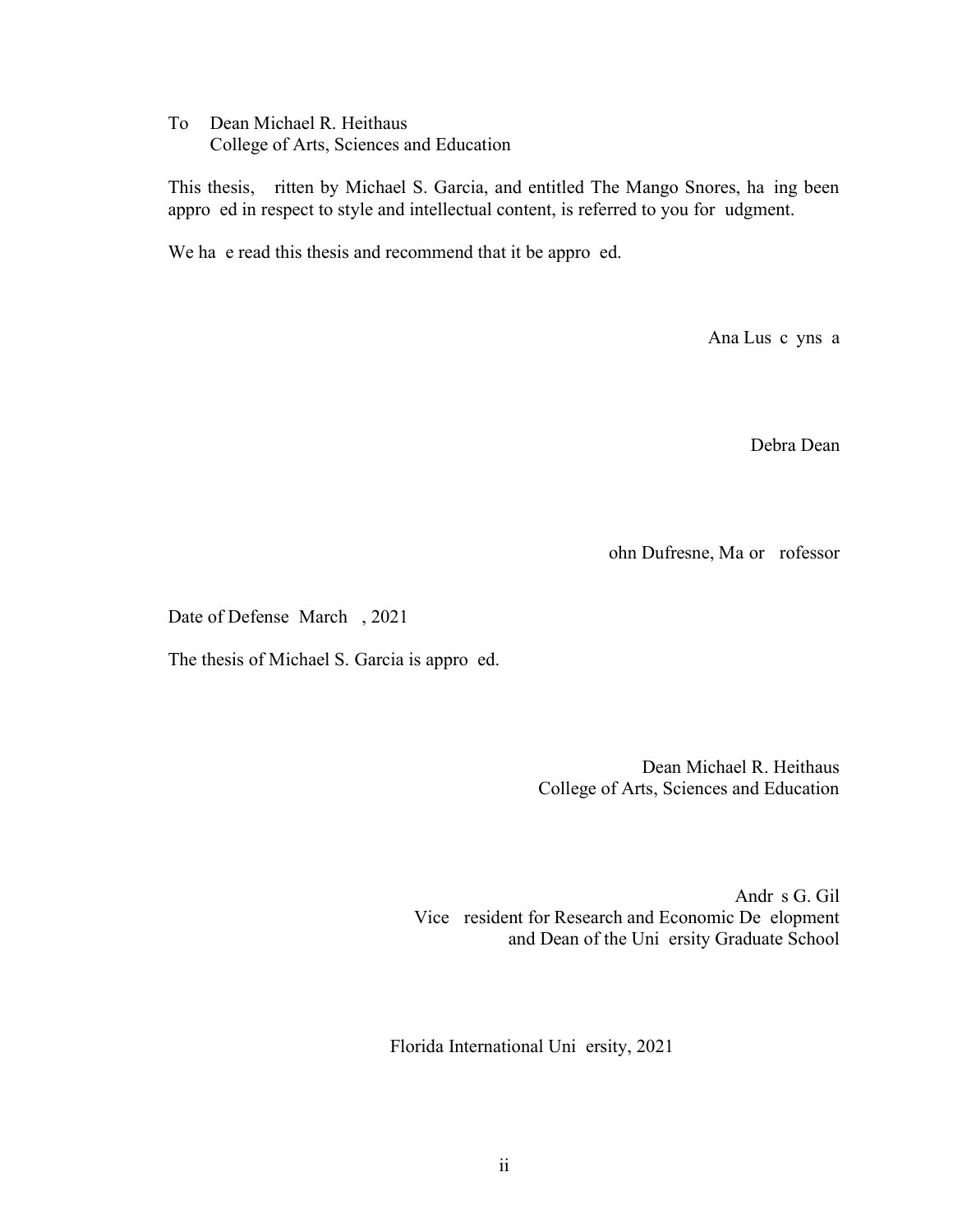To  Dean Michael R. Heithaus
    College of Arts, Sciences and Education

This thesis,  ritten by Michael S. Garcia, and entitled The Mango Snores, ha ing been appro ed in respect to style and intellectual content, is referred to you for  udgment.

We ha e read this thesis and recommend that it be appro ed.

Ana Lus c yns a

Debra Dean

ohn Dufresne, Ma or  rofessor

Date of Defense  March  , 2021

The thesis of Michael S. Garcia is appro ed.

Dean Michael R. Heithaus
College of Arts, Sciences and Education

Andr s G. Gil
Vice  resident for Research and Economic De elopment
and Dean of the Uni ersity Graduate School

Florida International Uni ersity, 2021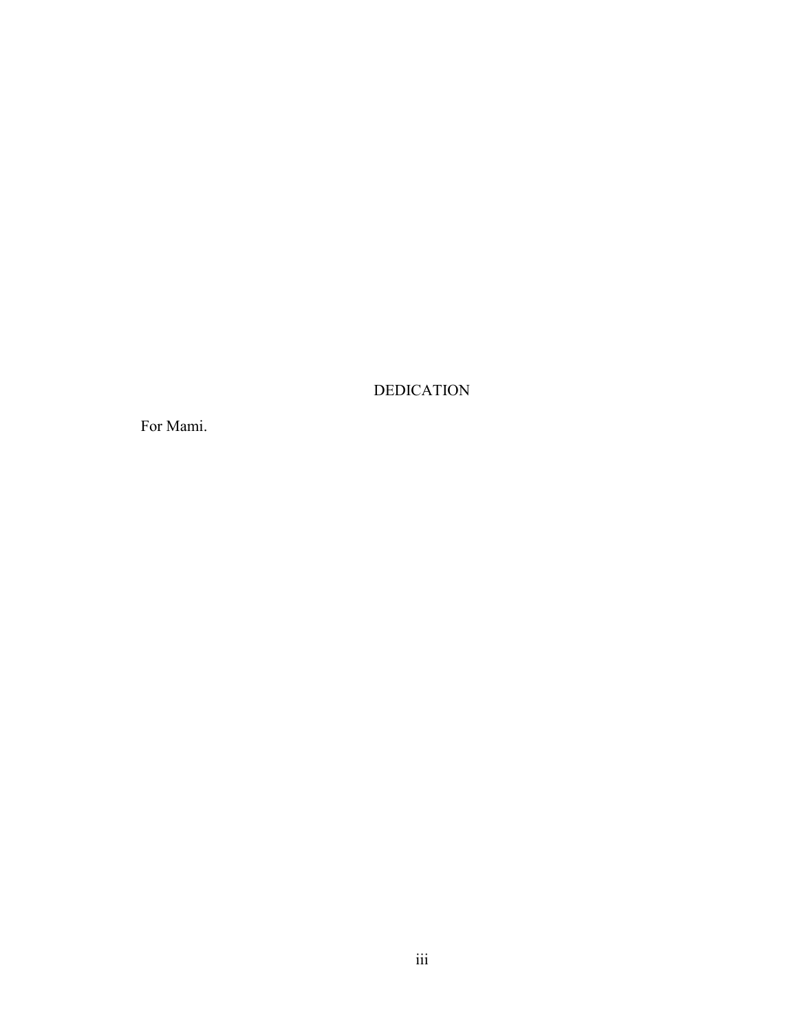# DEDICATION

For Mami.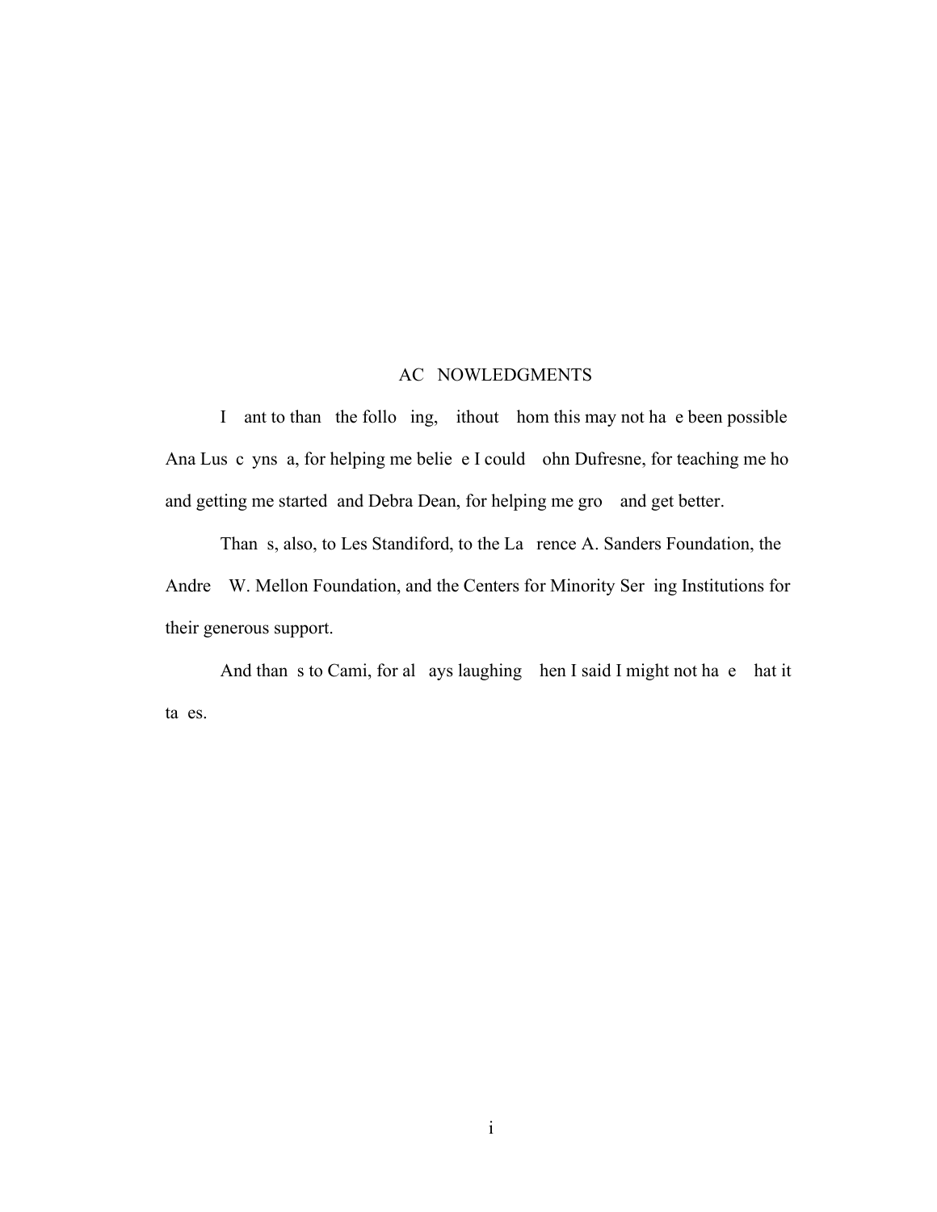## AC NOWLEDGMENTS

I ant to than the follo ing, ithout hom this may not ha e been possible Ana Lus c yns a, for helping me belie e I could ohn Dufresne, for teaching me ho and getting me started and Debra Dean, for helping me gro and get better.

Than s, also, to Les Standiford, to the La rence A. Sanders Foundation, the Andre W. Mellon Foundation, and the Centers for Minority Ser ing Institutions for their generous support.

And than s to Cami, for al ays laughing hen I said I might not ha e hat it ta es.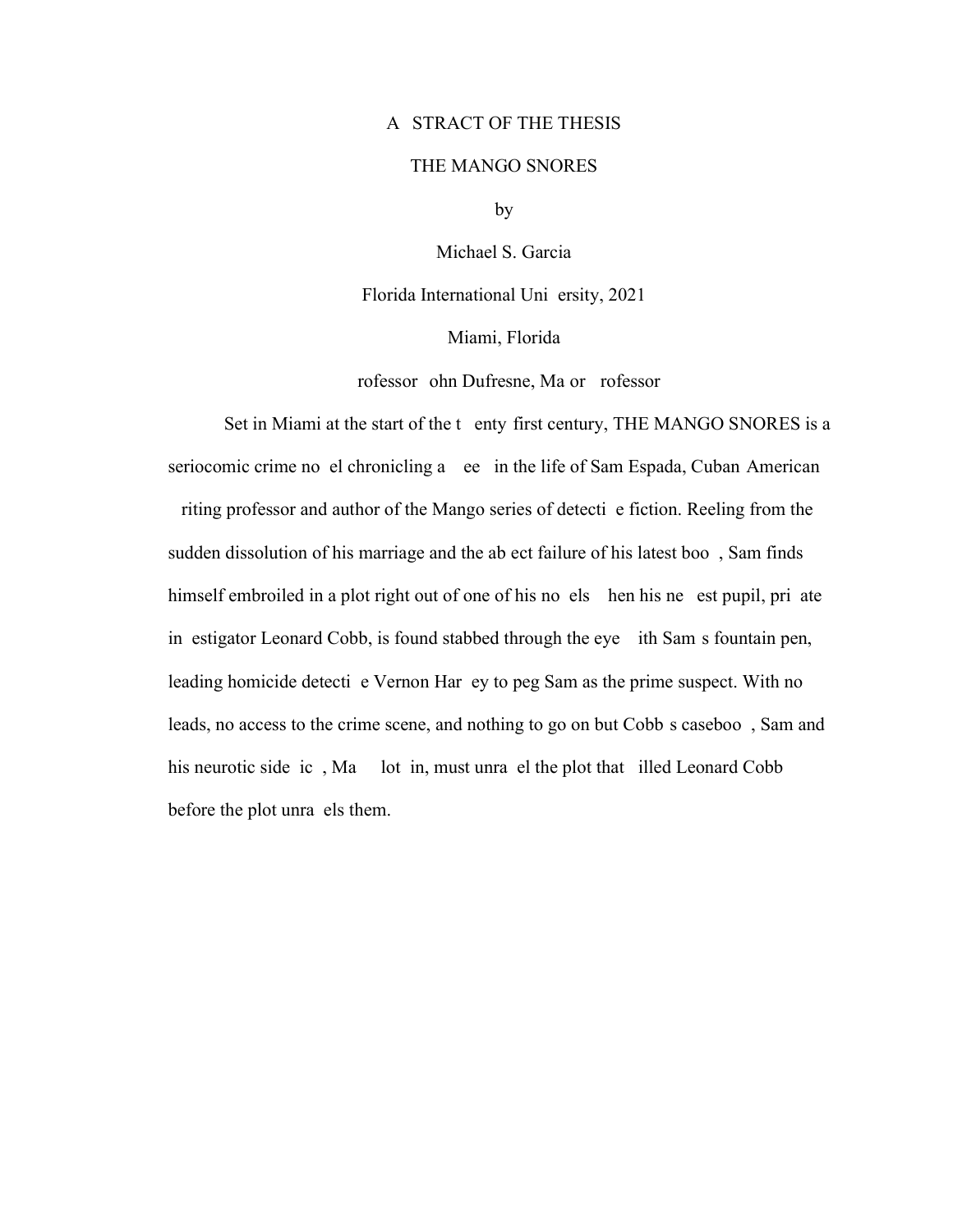ABSTRACT OF THE THESIS

THE MANGO SNORES

by

Michael S. Garcia

Florida International University, 2021

Miami, Florida

Professor John Dufresne, Major Professor

Set in Miami at the start of the twenty-first century, THE MANGO SNORES is a seriocomic crime novel chronicling a week in the life of Sam Espada, Cuban-American writing professor and author of the Mango series of detective fiction. Reeling from the sudden dissolution of his marriage and the abject failure of his latest book, Sam finds himself embroiled in a plot right out of one of his novels when his newest pupil, private investigator Leonard Cobb, is found stabbed through the eye with Sam's fountain pen, leading homicide detective Vernon Harvey to peg Sam as the prime suspect. With no leads, no access to the crime scene, and nothing to go on but Cobb's casebook, Sam and his neurotic sidekick, Max Klotkin, must unravel the plot that killed Leonard Cobb before the plot unravels them.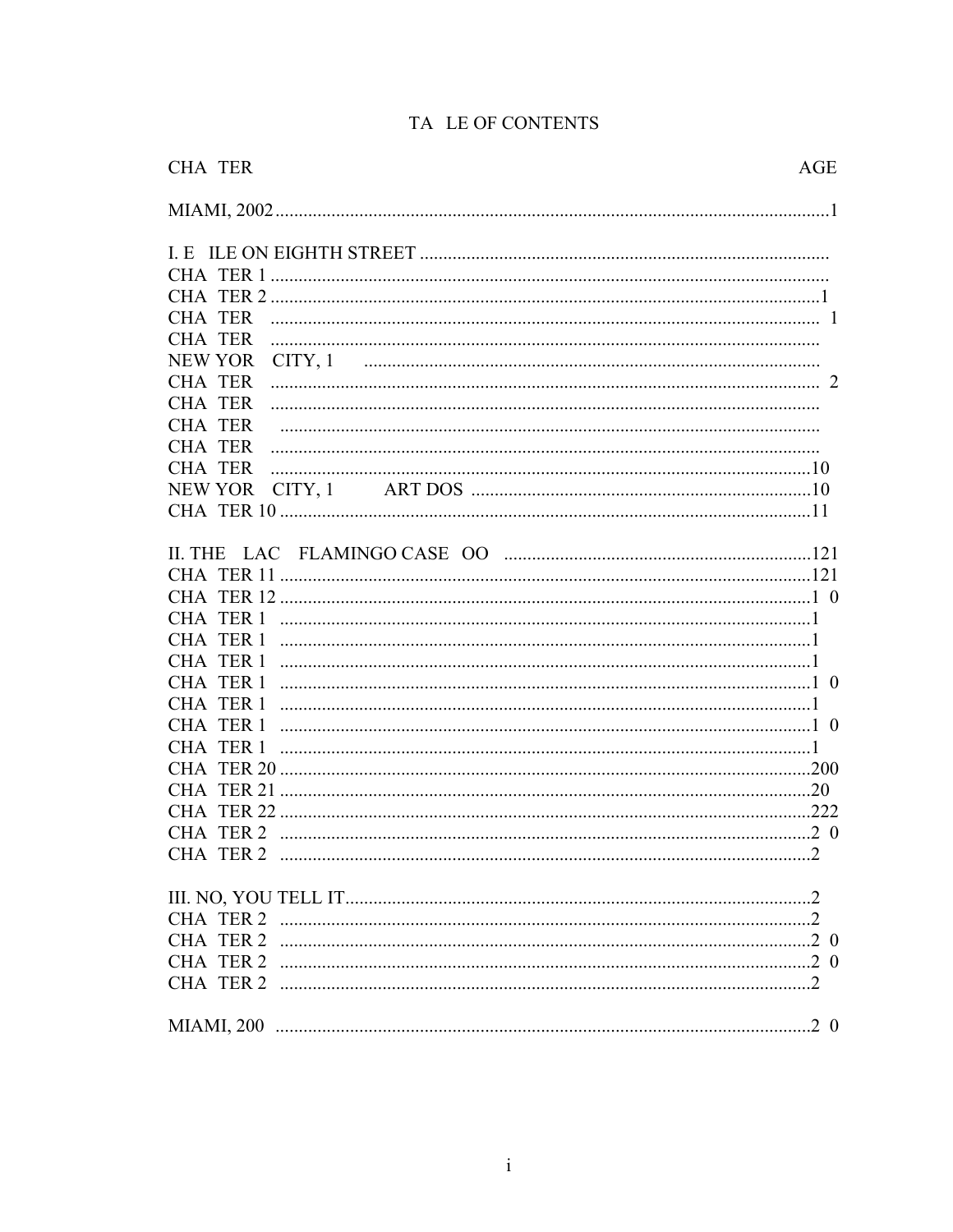# TA LE OF CONTENTS

| CHA TER | AGE |
|---|---|
| MIAMI, 2002 | 1 |
| I. E ILE ON EIGHTH STREET | |
| CHA TER 1 | |
| CHA TER 2 | 1 |
| CHA TER | 1 |
| CHA TER | |
| NEW YOR CITY, 1 | |
| CHA TER | 2 |
| CHA TER | |
| CHA TER | |
| CHA TER | |
| CHA TER | 10 |
| NEW YOR CITY, 1 ART DOS | 10 |
| CHA TER 10 | 11 |
| II. THE LAC FLAMINGO CASE OO | 121 |
| CHA TER 11 | 121 |
| CHA TER 12 | 1 0 |
| CHA TER 1 | 1 |
| CHA TER 1 | 1 |
| CHA TER 1 | 1 |
| CHA TER 1 | 1 0 |
| CHA TER 1 | 1 |
| CHA TER 1 | 1 0 |
| CHA TER 1 | 1 |
| CHA TER 20 | 200 |
| CHA TER 21 | 20 |
| CHA TER 22 | 222 |
| CHA TER 2 | 2 0 |
| CHA TER 2 | 2 |
| III. NO, YOU TELL IT | 2 |
| CHA TER 2 | 2 |
| CHA TER 2 | 2 0 |
| CHA TER 2 | 2 0 |
| CHA TER 2 | 2 |
| MIAMI, 200 | 2 0 |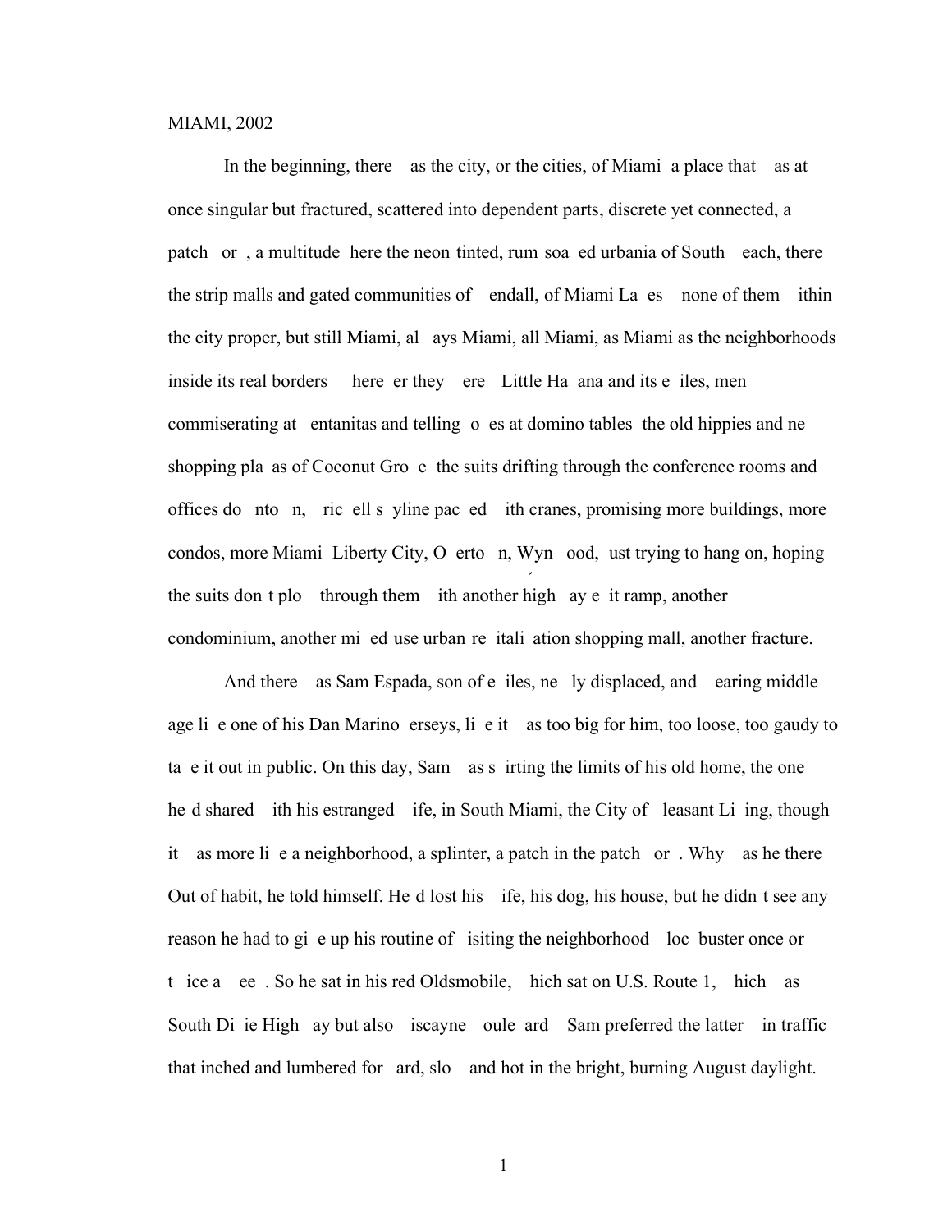MIAMI, 2002

In the beginning, there was the city, or the cities, of Miami—a place that was at once singular but fractured, scattered into dependent parts, discrete yet connected, a patchwork, a multitude—here the neon-tinted, rum-soaked urbania of South Beach, there the strip malls and gated communities of Kendall, of Miami Lakes—none of them within the city proper, but still Miami, always Miami, all Miami, as Miami as the neighborhoods inside its real borders—wherever they were—Little Havana and its exiles, men commiserating at ventanitas and telling jokes at domino tables—the old hippies and new shopping plazas of Coconut Grove—the suits drifting through the conference rooms and offices downtown, Brickell skyline packed with cranes, promising more buildings, more condos, more Miami—Liberty City, Overtown, Wynwood, just trying to hang on, hoping the suits don't plow through them with another highway exit ramp, another condominium, another mixed-use urban revitalization shopping mall, another fracture.

And there was Sam Espada, son of exiles, newly displaced, and wearing middle age like one of his Dan Marino jerseys, like it was too big for him, too loose, too gaudy to take it out in public. On this day, Sam was skirting the limits of his old home, the one he'd shared with his estranged wife, in South Miami, the City of Pleasant Living, though it was more like a neighborhood, a splinter, a patch in the patchwork. Why was he there? Out of habit, he told himself. He'd lost his wife, his dog, his house, but he didn't see any reason he had to give up his routine of visiting the neighborhood Blockbuster once or twice a week. So he sat in his red Oldsmobile, which sat on U.S. Route 1, which was South Dixie Highway but also Biscayne Boulevard—Sam preferred the latter—in traffic that inched and lumbered forward, slow and hot in the bright, burning August daylight.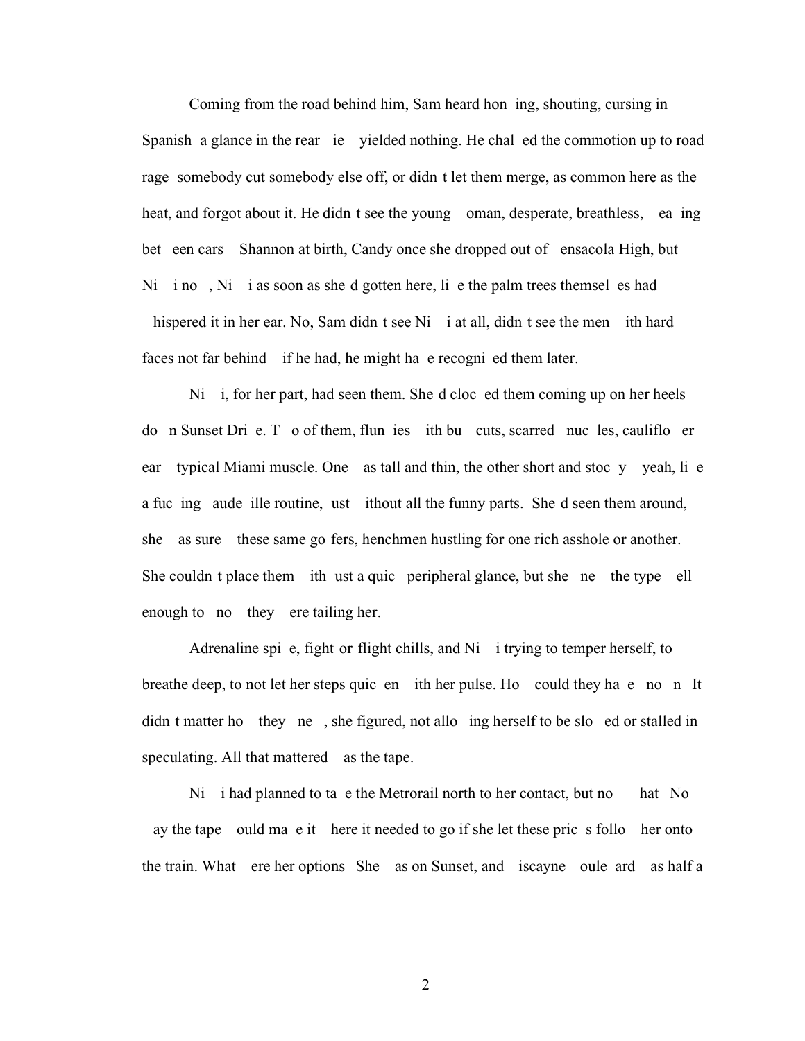Coming from the road behind him, Sam heard honking, shouting, cursing in Spanish—a glance in the rearview yielded nothing. He chalked the commotion up to road rage—somebody cut somebody else off, or didn't let them merge, as common here as the heat, and forgot about it. He didn't see the young woman, desperate, breathless, weaving between cars—Shannon at birth, Candy once she dropped out of Pensacola High, but Nikki now, Nikki as soon as she'd gotten here, like the palm trees themselves had whispered it in her ear. No, Sam didn't see Nikki at all, didn't see the men with hard faces not far behind—if he had, he might have recognized them later.

Nikki, for her part, had seen them. She'd clocked them coming up on her heels down Sunset Drive. Two of them, flunkies with buzzcuts, scarred knuckles, cauliflower ear—typical Miami muscle. One was tall and thin, the other short and stocky—yeah, like a fucking vaudeville routine, just without all the funny parts. She'd seen them around, she was sure—these same gofers, henchmen hustling for one rich asshole or another. She couldn't place them with just a quick peripheral glance, but she knew the type well enough to know they were tailing her.

Adrenaline spike, fight-or-flight chills, and Nikki trying to temper herself, to breathe deep, to not let her steps quicken with her pulse. How could they have known? It didn't matter how they knew, she figured, not allowing herself to be slowed or stalled in speculating. All that mattered was the tape.

Nikki had planned to take the Metrorail north to her contact, but now—what? No way the tape would make it where it needed to go if she let these pricks follow her onto the train. What were her options? She was on Sunset, and Biscayne Boulevard was half a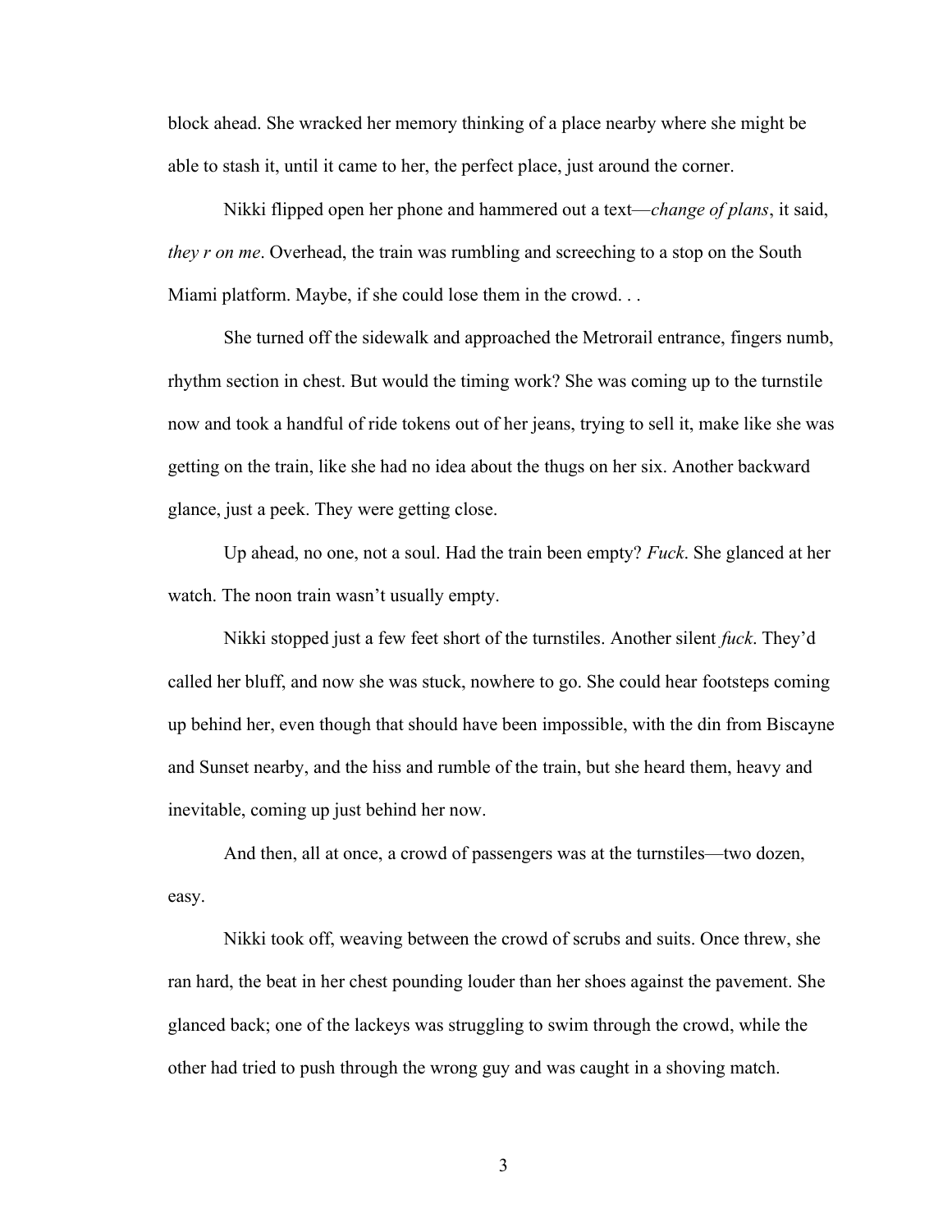block ahead. She wracked her memory thinking of a place nearby where she might be able to stash it, until it came to her, the perfect place, just around the corner.

Nikki flipped open her phone and hammered out a text—*change of plans*, it said, *they r on me*. Overhead, the train was rumbling and screeching to a stop on the South Miami platform. Maybe, if she could lose them in the crowd. . .

She turned off the sidewalk and approached the Metrorail entrance, fingers numb, rhythm section in chest. But would the timing work? She was coming up to the turnstile now and took a handful of ride tokens out of her jeans, trying to sell it, make like she was getting on the train, like she had no idea about the thugs on her six. Another backward glance, just a peek. They were getting close.

Up ahead, no one, not a soul. Had the train been empty? *Fuck*. She glanced at her watch. The noon train wasn't usually empty.

Nikki stopped just a few feet short of the turnstiles. Another silent *fuck*. They'd called her bluff, and now she was stuck, nowhere to go. She could hear footsteps coming up behind her, even though that should have been impossible, with the din from Biscayne and Sunset nearby, and the hiss and rumble of the train, but she heard them, heavy and inevitable, coming up just behind her now.

And then, all at once, a crowd of passengers was at the turnstiles—two dozen, easy.

Nikki took off, weaving between the crowd of scrubs and suits. Once threw, she ran hard, the beat in her chest pounding louder than her shoes against the pavement. She glanced back; one of the lackeys was struggling to swim through the crowd, while the other had tried to push through the wrong guy and was caught in a shoving match.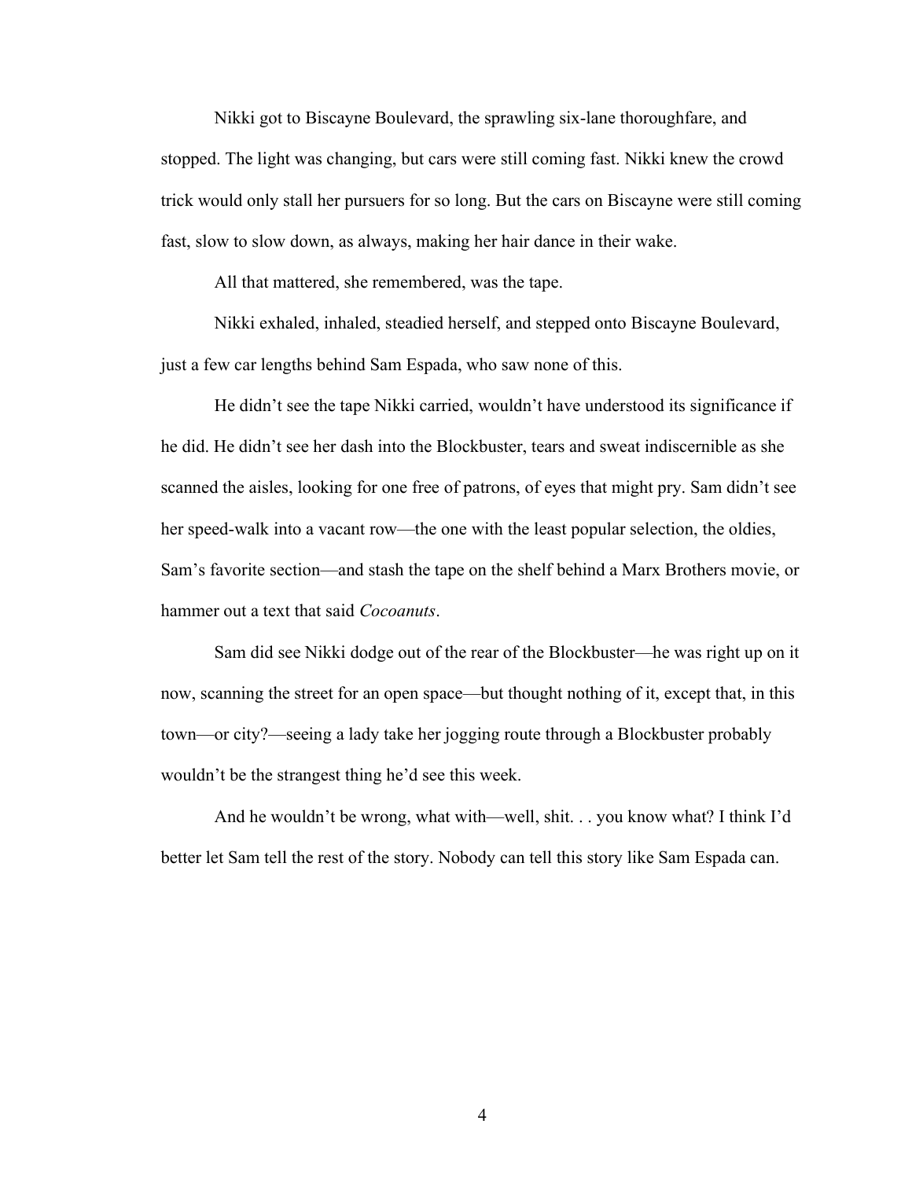Nikki got to Biscayne Boulevard, the sprawling six-lane thoroughfare, and stopped. The light was changing, but cars were still coming fast. Nikki knew the crowd trick would only stall her pursuers for so long. But the cars on Biscayne were still coming fast, slow to slow down, as always, making her hair dance in their wake.

All that mattered, she remembered, was the tape.

Nikki exhaled, inhaled, steadied herself, and stepped onto Biscayne Boulevard, just a few car lengths behind Sam Espada, who saw none of this.

He didn't see the tape Nikki carried, wouldn't have understood its significance if he did. He didn't see her dash into the Blockbuster, tears and sweat indiscernible as she scanned the aisles, looking for one free of patrons, of eyes that might pry. Sam didn't see her speed-walk into a vacant row—the one with the least popular selection, the oldies, Sam's favorite section—and stash the tape on the shelf behind a Marx Brothers movie, or hammer out a text that said *Cocoanuts*.

Sam did see Nikki dodge out of the rear of the Blockbuster—he was right up on it now, scanning the street for an open space—but thought nothing of it, except that, in this town—or city?—seeing a lady take her jogging route through a Blockbuster probably wouldn't be the strangest thing he'd see this week.

And he wouldn't be wrong, what with—well, shit. . . you know what? I think I'd better let Sam tell the rest of the story. Nobody can tell this story like Sam Espada can.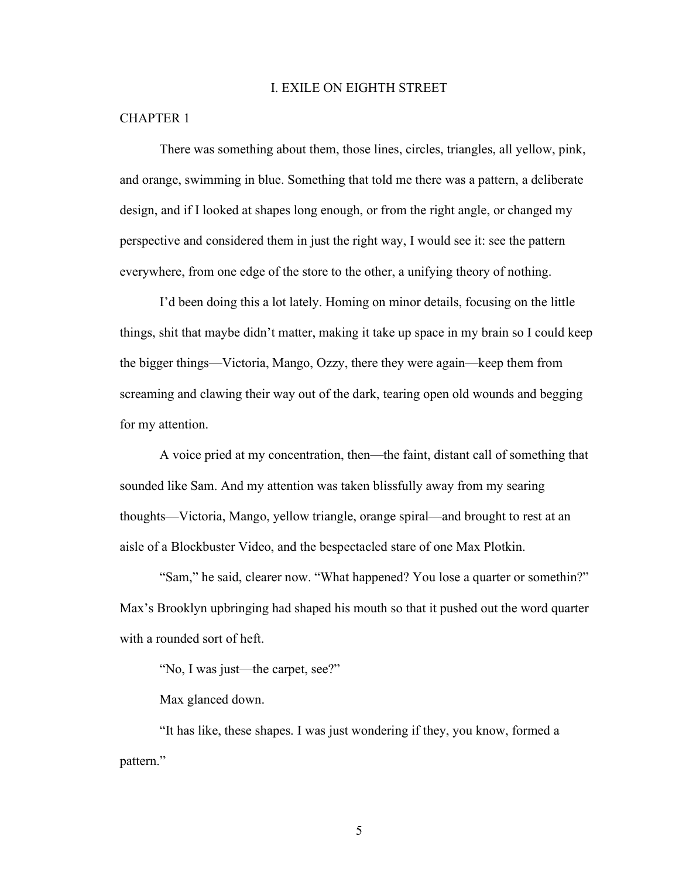# I. EXILE ON EIGHTH STREET

## CHAPTER 1

There was something about them, those lines, circles, triangles, all yellow, pink, and orange, swimming in blue. Something that told me there was a pattern, a deliberate design, and if I looked at shapes long enough, or from the right angle, or changed my perspective and considered them in just the right way, I would see it: see the pattern everywhere, from one edge of the store to the other, a unifying theory of nothing.

I'd been doing this a lot lately. Homing on minor details, focusing on the little things, shit that maybe didn't matter, making it take up space in my brain so I could keep the bigger things—Victoria, Mango, Ozzy, there they were again—keep them from screaming and clawing their way out of the dark, tearing open old wounds and begging for my attention.

A voice pried at my concentration, then—the faint, distant call of something that sounded like Sam. And my attention was taken blissfully away from my searing thoughts—Victoria, Mango, yellow triangle, orange spiral—and brought to rest at an aisle of a Blockbuster Video, and the bespectacled stare of one Max Plotkin.

"Sam," he said, clearer now. "What happened? You lose a quarter or somethin?" Max's Brooklyn upbringing had shaped his mouth so that it pushed out the word quarter with a rounded sort of heft.

"No, I was just—the carpet, see?"

Max glanced down.

"It has like, these shapes. I was just wondering if they, you know, formed a pattern."